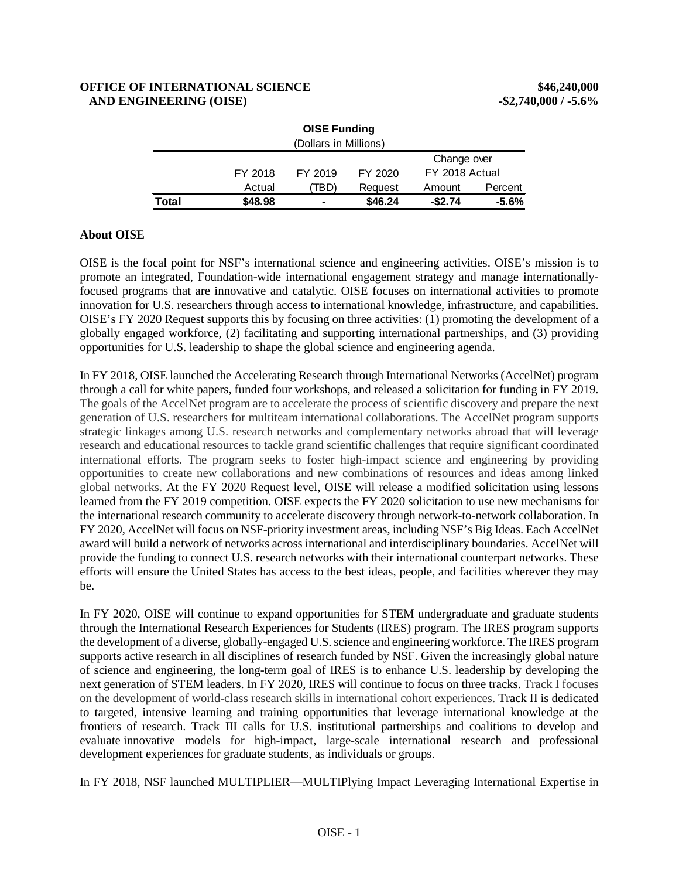**OFFICE OF INTERNATIONAL SCIENCE AND ENGINEERING (OISE)** **$46,240,000**
**-$2,740,000 / -5.6%**

**OISE Funding**
(Dollars in Millions)

| | FY 2018 Actual | FY 2019 (TBD) | FY 2020 Request | Change over FY 2018 Actual | |
|---|---|---|---|---|---|
| | | | | Amount | Percent |
| **Total** | **$48.98** | **-** | **$46.24** | **-$2.74** | **-5.6%** |

**About OISE**

OISE is the focal point for NSF's international science and engineering activities. OISE's mission is to promote an integrated, Foundation-wide international engagement strategy and manage internationally-focused programs that are innovative and catalytic. OISE focuses on international activities to promote innovation for U.S. researchers through access to international knowledge, infrastructure, and capabilities. OISE's FY 2020 Request supports this by focusing on three activities: (1) promoting the development of a globally engaged workforce, (2) facilitating and supporting international partnerships, and (3) providing opportunities for U.S. leadership to shape the global science and engineering agenda.

In FY 2018, OISE launched the Accelerating Research through International Networks (AccelNet) program through a call for white papers, funded four workshops, and released a solicitation for funding in FY 2019. The goals of the AccelNet program are to accelerate the process of scientific discovery and prepare the next generation of U.S. researchers for multiteam international collaborations. The AccelNet program supports strategic linkages among U.S. research networks and complementary networks abroad that will leverage research and educational resources to tackle grand scientific challenges that require significant coordinated international efforts. The program seeks to foster high-impact science and engineering by providing opportunities to create new collaborations and new combinations of resources and ideas among linked global networks. At the FY 2020 Request level, OISE will release a modified solicitation using lessons learned from the FY 2019 competition. OISE expects the FY 2020 solicitation to use new mechanisms for the international research community to accelerate discovery through network-to-network collaboration. In FY 2020, AccelNet will focus on NSF-priority investment areas, including NSF's Big Ideas. Each AccelNet award will build a network of networks across international and interdisciplinary boundaries. AccelNet will provide the funding to connect U.S. research networks with their international counterpart networks. These efforts will ensure the United States has access to the best ideas, people, and facilities wherever they may be.

In FY 2020, OISE will continue to expand opportunities for STEM undergraduate and graduate students through the International Research Experiences for Students (IRES) program. The IRES program supports the development of a diverse, globally-engaged U.S. science and engineering workforce. The IRES program supports active research in all disciplines of research funded by NSF. Given the increasingly global nature of science and engineering, the long-term goal of IRES is to enhance U.S. leadership by developing the next generation of STEM leaders. In FY 2020, IRES will continue to focus on three tracks. Track I focuses on the development of world-class research skills in international cohort experiences. Track II is dedicated to targeted, intensive learning and training opportunities that leverage international knowledge at the frontiers of research. Track III calls for U.S. institutional partnerships and coalitions to develop and evaluate innovative models for high-impact, large-scale international research and professional development experiences for graduate students, as individuals or groups.

In FY 2018, NSF launched MULTIPLIER—MULTIPlying Impact Leveraging International Expertise in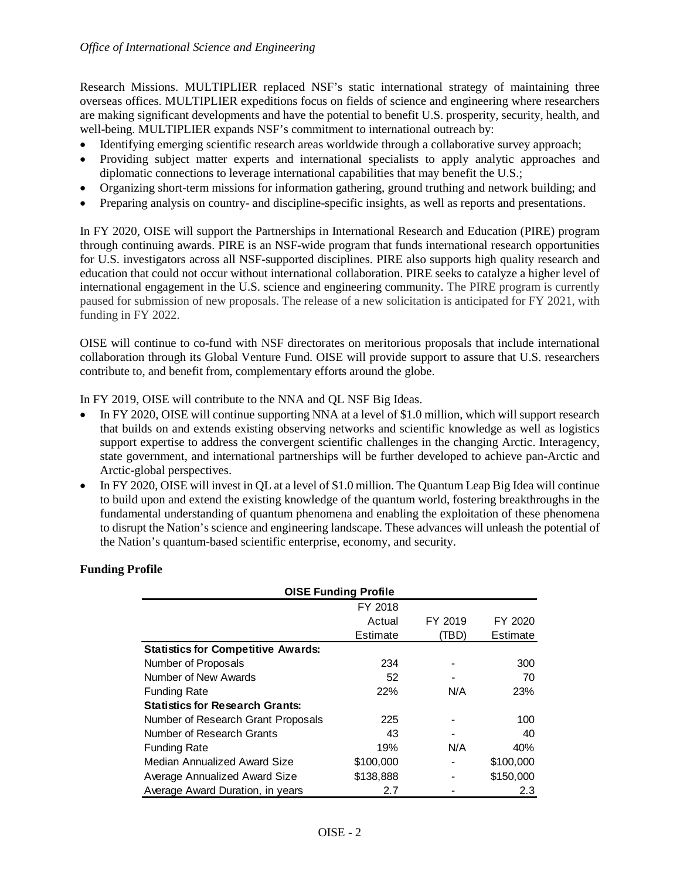Research Missions. MULTIPLIER replaced NSF's static international strategy of maintaining three overseas offices. MULTIPLIER expeditions focus on fields of science and engineering where researchers are making significant developments and have the potential to benefit U.S. prosperity, security, health, and well-being. MULTIPLIER expands NSF's commitment to international outreach by:

- Identifying emerging scientific research areas worldwide through a collaborative survey approach;
- Providing subject matter experts and international specialists to apply analytic approaches and diplomatic connections to leverage international capabilities that may benefit the U.S.;
- Organizing short-term missions for information gathering, ground truthing and network building; and
- Preparing analysis on country- and discipline-specific insights, as well as reports and presentations.

In FY 2020, OISE will support the Partnerships in International Research and Education (PIRE) program through continuing awards. PIRE is an NSF-wide program that funds international research opportunities for U.S. investigators across all NSF-supported disciplines. PIRE also supports high quality research and education that could not occur without international collaboration. PIRE seeks to catalyze a higher level of international engagement in the U.S. science and engineering community. The PIRE program is currently paused for submission of new proposals. The release of a new solicitation is anticipated for FY 2021, with funding in FY 2022.

OISE will continue to co-fund with NSF directorates on meritorious proposals that include international collaboration through its Global Venture Fund. OISE will provide support to assure that U.S. researchers contribute to, and benefit from, complementary efforts around the globe.

In FY 2019, OISE will contribute to the NNA and QL NSF Big Ideas.

- In FY 2020, OISE will continue supporting NNA at a level of $1.0 million, which will support research that builds on and extends existing observing networks and scientific knowledge as well as logistics support expertise to address the convergent scientific challenges in the changing Arctic. Interagency, state government, and international partnerships will be further developed to achieve pan-Arctic and Arctic-global perspectives.
- In FY 2020, OISE will invest in QL at a level of $1.0 million. The Quantum Leap Big Idea will continue to build upon and extend the existing knowledge of the quantum world, fostering breakthroughs in the fundamental understanding of quantum phenomena and enabling the exploitation of these phenomena to disrupt the Nation's science and engineering landscape. These advances will unleash the potential of the Nation's quantum-based scientific enterprise, economy, and security.

### Funding Profile

**OISE Funding Profile**

| | FY 2018 Actual Estimate | FY 2019 (TBD) | FY 2020 Estimate |
|---|---|---|---|
| **Statistics for Competitive Awards:** | | | |
| Number of Proposals | 234 | - | 300 |
| Number of New Awards | 52 | - | 70 |
| Funding Rate | 22% | N/A | 23% |
| **Statistics for Research Grants:** | | | |
| Number of Research Grant Proposals | 225 | - | 100 |
| Number of Research Grants | 43 | - | 40 |
| Funding Rate | 19% | N/A | 40% |
| Median Annualized Award Size | $100,000 | - | $100,000 |
| Average Annualized Award Size | $138,888 | - | $150,000 |
| Average Award Duration, in years | 2.7 | - | 2.3 |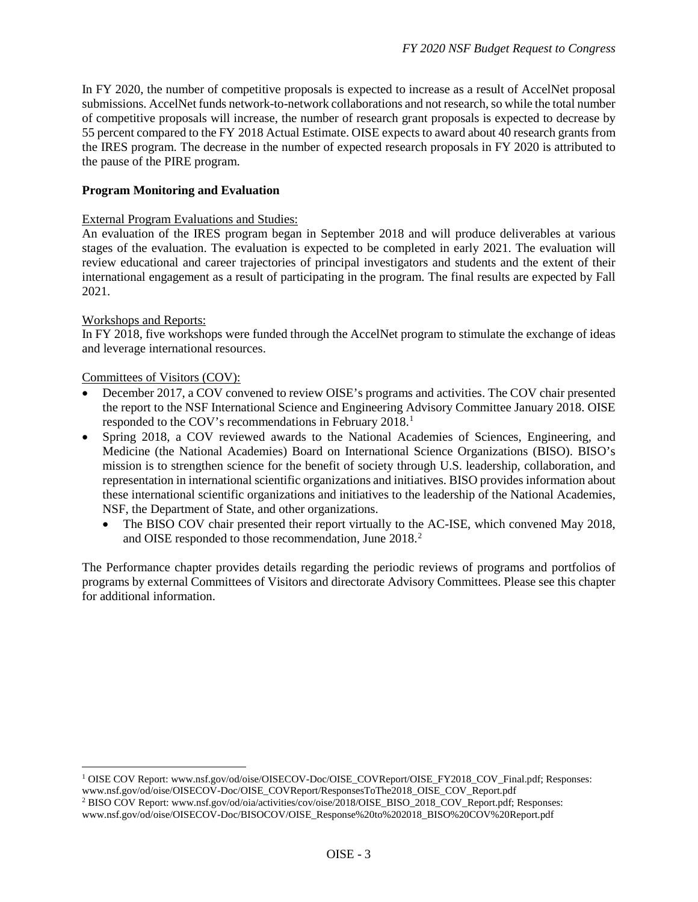In FY 2020, the number of competitive proposals is expected to increase as a result of AccelNet proposal submissions. AccelNet funds network-to-network collaborations and not research, so while the total number of competitive proposals will increase, the number of research grant proposals is expected to decrease by 55 percent compared to the FY 2018 Actual Estimate. OISE expects to award about 40 research grants from the IRES program. The decrease in the number of expected research proposals in FY 2020 is attributed to the pause of the PIRE program.

**Program Monitoring and Evaluation**

External Program Evaluations and Studies:
An evaluation of the IRES program began in September 2018 and will produce deliverables at various stages of the evaluation. The evaluation is expected to be completed in early 2021. The evaluation will review educational and career trajectories of principal investigators and students and the extent of their international engagement as a result of participating in the program. The final results are expected by Fall 2021.

Workshops and Reports:
In FY 2018, five workshops were funded through the AccelNet program to stimulate the exchange of ideas and leverage international resources.

Committees of Visitors (COV):

- December 2017, a COV convened to review OISE's programs and activities. The COV chair presented the report to the NSF International Science and Engineering Advisory Committee January 2018. OISE responded to the COV's recommendations in February 2018.[1]
- Spring 2018, a COV reviewed awards to the National Academies of Sciences, Engineering, and Medicine (the National Academies) Board on International Science Organizations (BISO). BISO's mission is to strengthen science for the benefit of society through U.S. leadership, collaboration, and representation in international scientific organizations and initiatives. BISO provides information about these international scientific organizations and initiatives to the leadership of the National Academies, NSF, the Department of State, and other organizations.
    - The BISO COV chair presented their report virtually to the AC-ISE, which convened May 2018, and OISE responded to those recommendation, June 2018.[2]

The Performance chapter provides details regarding the periodic reviews of programs and portfolios of programs by external Committees of Visitors and directorate Advisory Committees. Please see this chapter for additional information.

---

[1] OISE COV Report: www.nsf.gov/od/oise/OISECOV-Doc/OISE_COVReport/OISE_FY2018_COV_Final.pdf; Responses: www.nsf.gov/od/oise/OISECOV-Doc/OISE_COVReport/ResponsesToThe2018_OISE_COV_Report.pdf

[2] BISO COV Report: www.nsf.gov/od/oia/activities/cov/oise/2018/OISE_BISO_2018_COV_Report.pdf; Responses: www.nsf.gov/od/oise/OISECOV-Doc/BISOCOV/OISE_Response%20to%202018_BISO%20COV%20Report.pdf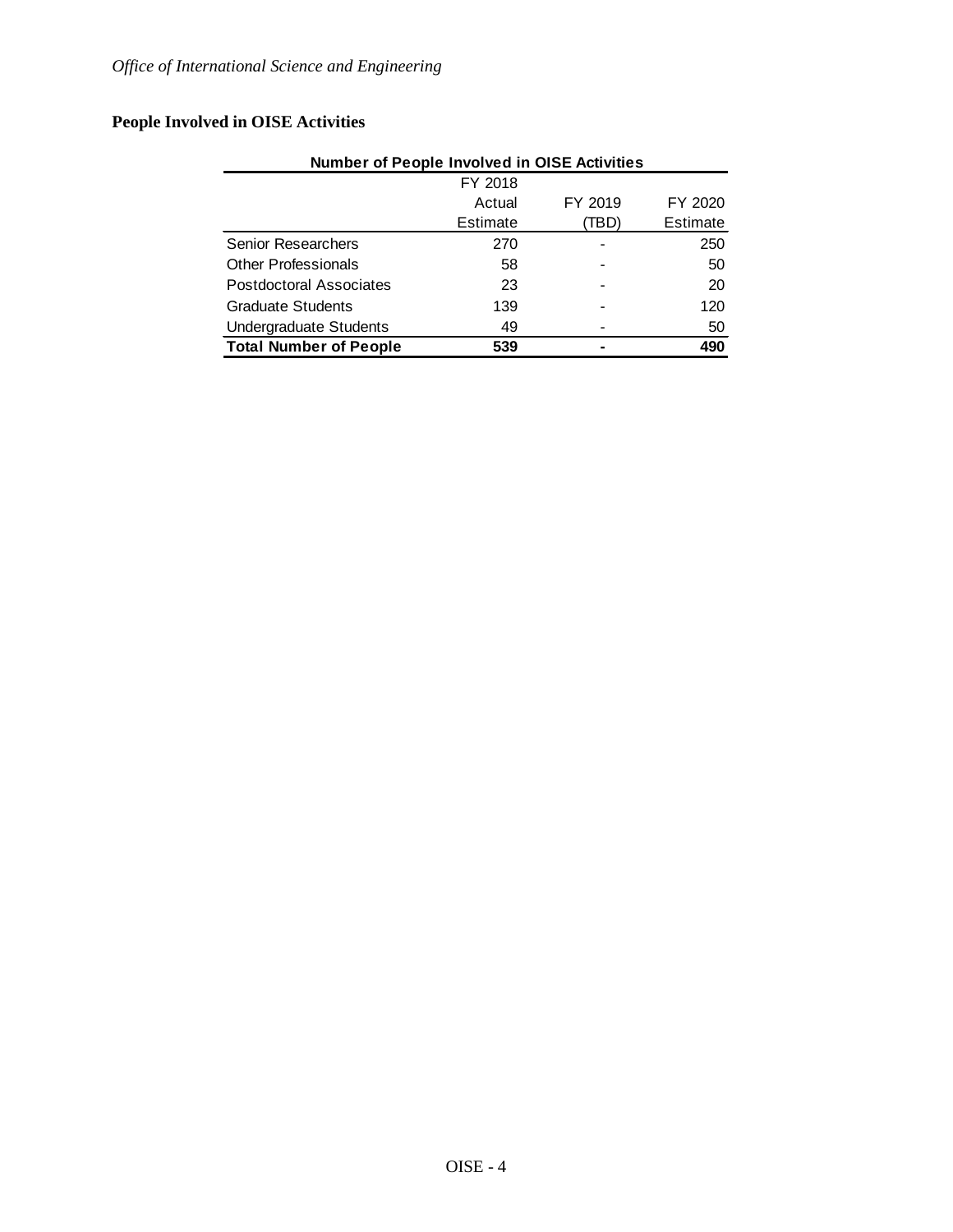*Office of International Science and Engineering*

**People Involved in OISE Activities**

**Number of People Involved in OISE Activities**

| | FY 2018 Actual Estimate | FY 2019 (TBD) | FY 2020 Estimate |
|---|---|---|---|
| Senior Researchers | 270 | - | 250 |
| Other Professionals | 58 | - | 50 |
| Postdoctoral Associates | 23 | - | 20 |
| Graduate Students | 139 | - | 120 |
| Undergraduate Students | 49 | - | 50 |
| **Total Number of People** | **539** | **-** | **490** |